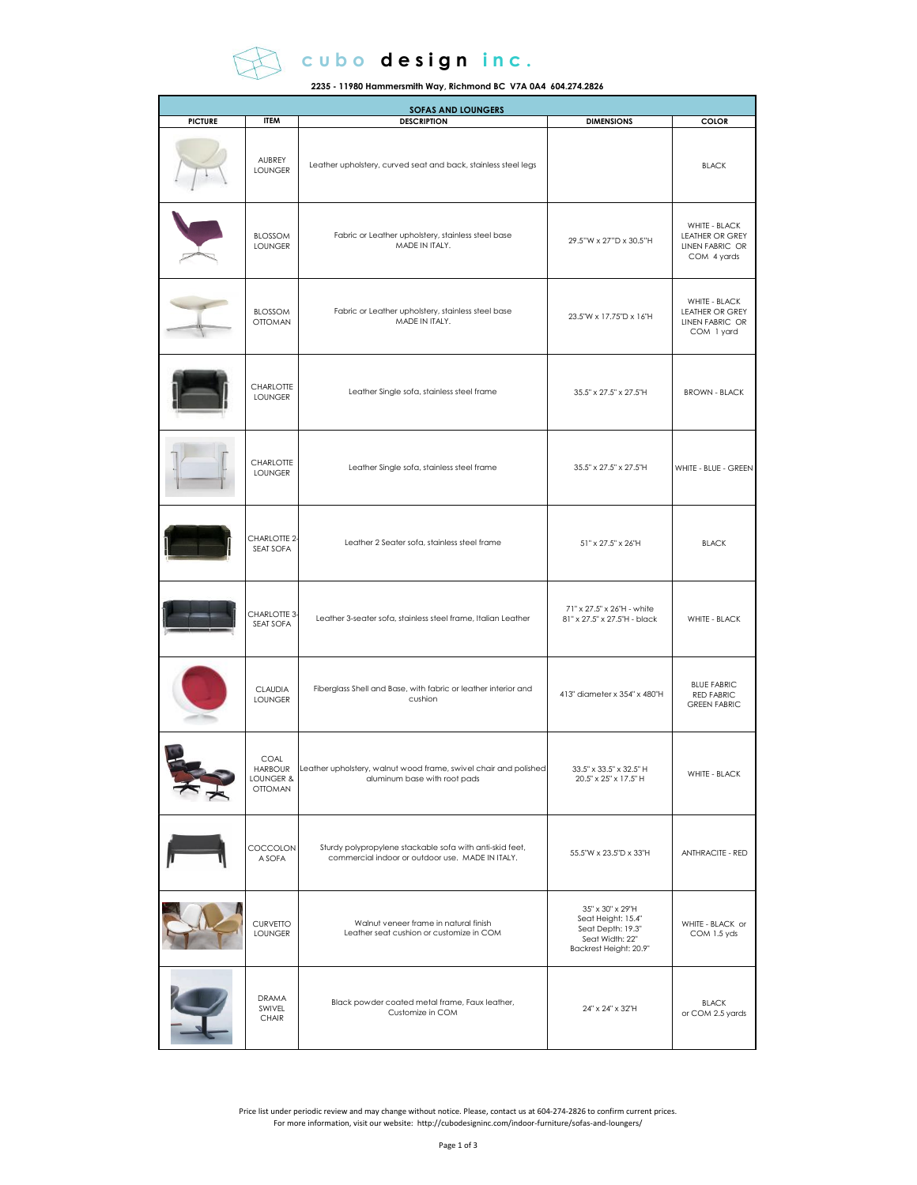# cubo design inc.

**2235 - 11980 Hammersmith Way, Richmond BC V7A 0A4 604.274.2826**

| SOFAS AND LOUNGERS | | | | |
|---|---|---|---|---|
| **PICTURE** | **ITEM** | **DESCRIPTION** | **DIMENSIONS** | **COLOR** |
| | AUBREY LOUNGER | Leather upholstery, curved seat and back, stainless steel legs | | BLACK |
| | BLOSSOM LOUNGER | Fabric or Leather upholstery, stainless steel base MADE IN ITALY. | 29.5"W x 27"D x 30.5"H | WHITE - BLACK LEATHER OR GREY LINEN FABRIC OR COM 4 yards |
| | BLOSSOM OTTOMAN | Fabric or Leather upholstery, stainless steel base MADE IN ITALY. | 23.5"W x 17.75"D x 16"H | WHITE - BLACK LEATHER OR GREY LINEN FABRIC OR COM 1 yard |
| | CHARLOTTE LOUNGER | Leather Single sofa, stainless steel frame | 35.5" x 27.5" x 27.5"H | BROWN - BLACK |
| | CHARLOTTE LOUNGER | Leather Single sofa, stainless steel frame | 35.5" x 27.5" x 27.5"H | WHITE - BLUE - GREEN |
| | CHARLOTTE 2-SEAT SOFA | Leather 2 Seater sofa, stainless steel frame | 51" x 27.5" x 26"H | BLACK |
| | CHARLOTTE 3-SEAT SOFA | Leather 3-seater sofa, stainless steel frame, Italian Leather | 71" x 27.5" x 26"H - white<br>81" x 27.5" x 27.5"H - black | WHITE - BLACK |
| | CLAUDIA LOUNGER | Fiberglass Shell and Base, with fabric or leather interior and cushion | 413" diameter x 354" x 480"H | BLUE FABRIC<br>RED FABRIC<br>GREEN FABRIC |
| | COAL HARBOUR LOUNGER & OTTOMAN | Leather upholstery, walnut wood frame, swivel chair and polished aluminum base with root pads | 33.5" x 33.5" x 32.5" H<br>20.5" x 25" x 17.5" H | WHITE - BLACK |
| | COCCOLON A SOFA | Sturdy polypropylene stackable sofa with anti-skid feet, commercial indoor or outdoor use. MADE IN ITALY. | 55.5"W x 23.5"D x 33"H | ANTHRACITE - RED |
| | CURVETTO LOUNGER | Walnut veneer frame in natural finish<br>Leather seat cushion or customize in COM | 35" x 30" x 29"H<br>Seat Height: 15.4"<br>Seat Depth: 19.3"<br>Seat Width: 22"<br>Backrest Height: 20.9" | WHITE - BLACK or COM 1.5 yds |
| | DRAMA SWIVEL CHAIR | Black powder coated metal frame, Faux leather, Customize in COM | 24" x 24" x 32"H | BLACK or COM 2.5 yards |

Price list under periodic review and may change without notice. Please, contact us at 604-274-2826 to confirm current prices.
For more information, visit our website: http://cubodesigninc.com/indoor-furniture/sofas-and-loungers/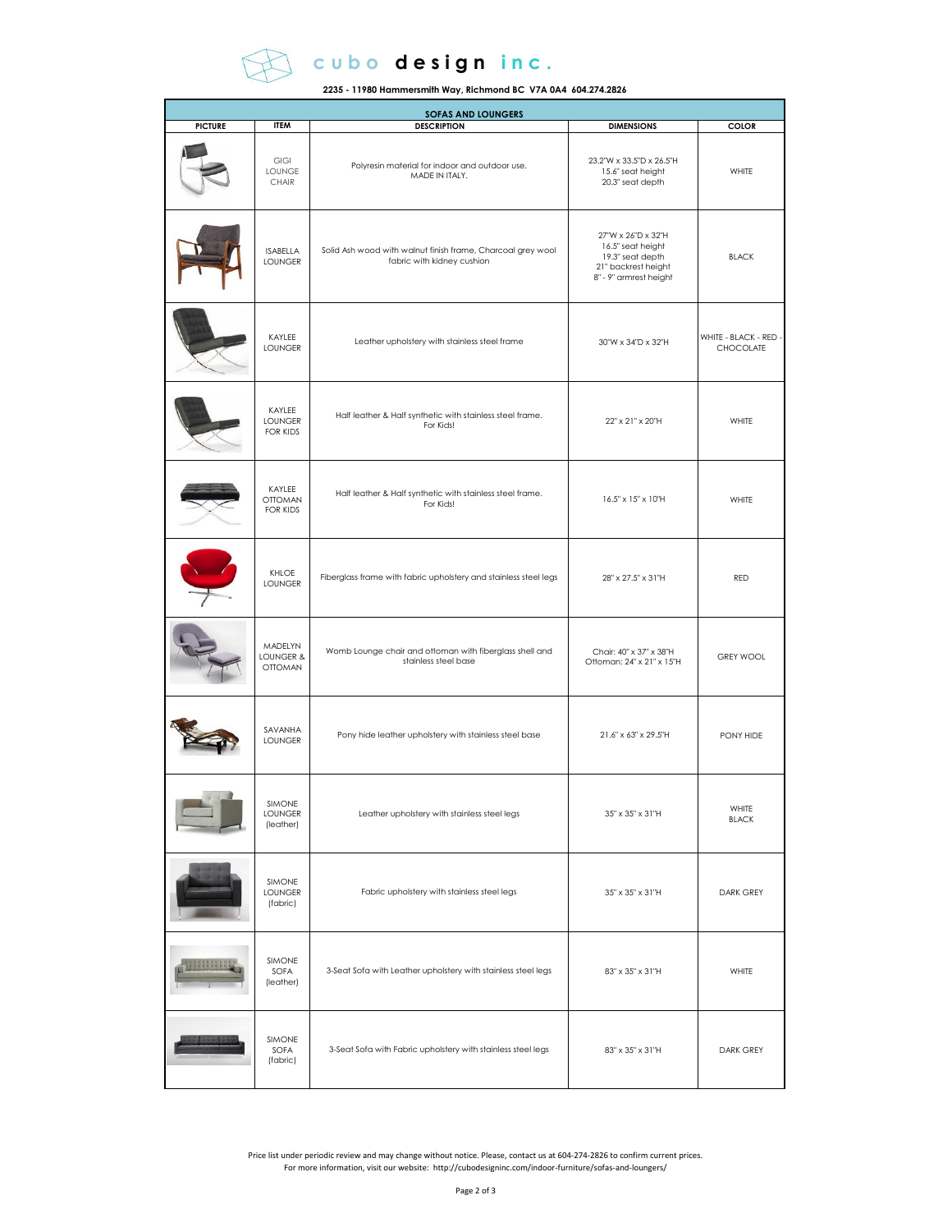# cubo design inc.

**2235 - 11980 Hammersmith Way, Richmond BC V7A 0A4 604.274.2826**

| SOFAS AND LOUNGERS | | | | |
|---|---|---|---|---|
| **PICTURE** | **ITEM** | **DESCRIPTION** | **DIMENSIONS** | **COLOR** |
| | GIGI LOUNGE CHAIR | Polyresin material for indoor and outdoor use. MADE IN ITALY. | 23.2"W x 33.5"D x 26.5"H<br>15.6" seat height<br>20.3" seat depth | WHITE |
| | ISABELLA LOUNGER | Solid Ash wood with walnut finish frame, Charcoal grey wool fabric with kidney cushion | 27"W x 26"D x 32"H<br>16.5" seat height<br>19.3" seat depth<br>21" backrest height<br>8" - 9" armrest height | BLACK |
| | KAYLEE LOUNGER | Leather upholstery with stainless steel frame | 30"W x 34"D x 32"H | WHITE - BLACK - RED - CHOCOLATE |
| | KAYLEE LOUNGER FOR KIDS | Half leather & Half synthetic with stainless steel frame. For Kids! | 22" x 21" x 20"H | WHITE |
| | KAYLEE OTTOMAN FOR KIDS | Half leather & Half synthetic with stainless steel frame. For Kids! | 16.5" x 15" x 10"H | WHITE |
| | KHLOE LOUNGER | Fiberglass frame with fabric upholstery and stainless steel legs | 28" x 27.5" x 31"H | RED |
| | MADELYN LOUNGER & OTTOMAN | Womb Lounge chair and ottoman with fiberglass shell and stainless steel base | Chair: 40" x 37" x 38"H<br>Ottoman: 24" x 21" x 15"H | GREY WOOL |
| | SAVANHA LOUNGER | Pony hide leather upholstery with stainless steel base | 21.6" x 63" x 29.5"H | PONY HIDE |
| | SIMONE LOUNGER (leather) | Leather upholstery with stainless steel legs | 35" x 35" x 31"H | WHITE<br>BLACK |
| | SIMONE LOUNGER (fabric) | Fabric upholstery with stainless steel legs | 35" x 35" x 31"H | DARK GREY |
| | SIMONE SOFA (leather) | 3-Seat Sofa with Leather upholstery with stainless steel legs | 83" x 35" x 31"H | WHITE |
| | SIMONE SOFA (fabric) | 3-Seat Sofa with Fabric upholstery with stainless steel legs | 83" x 35" x 31"H | DARK GREY |

Price list under periodic review and may change without notice. Please, contact us at 604-274-2826 to confirm current prices.
For more information, visit our website: http://cubodesigninc.com/indoor-furniture/sofas-and-loungers/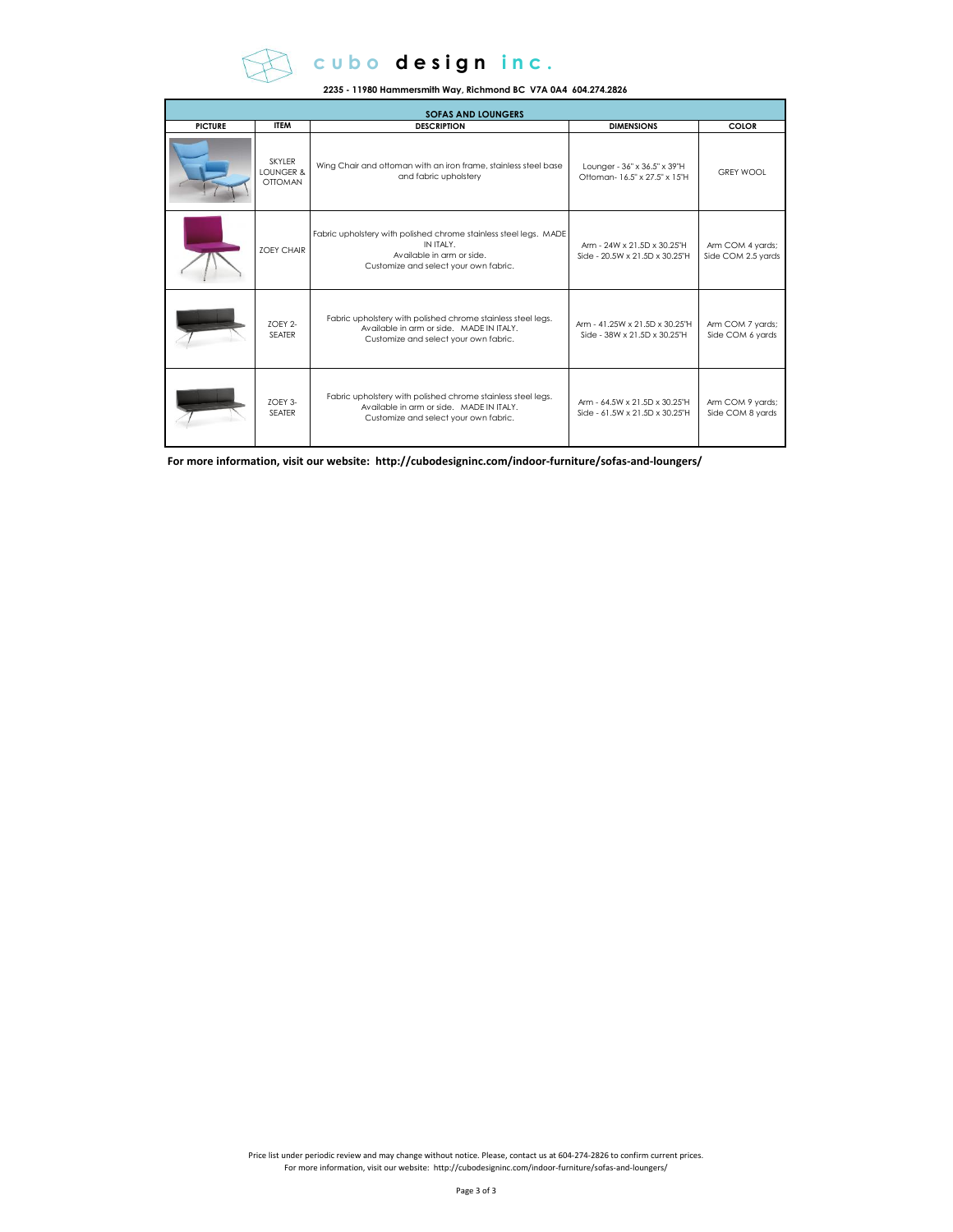# cubo design inc.

**2235 - 11980 Hammersmith Way, Richmond BC V7A 0A4 604.274.2826**

| SOFAS AND LOUNGERS | | | | |
|---|---|---|---|---|
| **PICTURE** | **ITEM** | **DESCRIPTION** | **DIMENSIONS** | **COLOR** |
| | SKYLER LOUNGER & OTTOMAN | Wing Chair and ottoman with an iron frame, stainless steel base and fabric upholstery | Lounger - 36" x 36.5" x 39"H<br>Ottoman- 16.5" x 27.5" x 15"H | GREY WOOL |
| | ZOEY CHAIR | Fabric upholstery with polished chrome stainless steel legs. MADE IN ITALY.<br>Available in arm or side.<br>Customize and select your own fabric. | Arm - 24W x 21.5D x 30.25"H<br>Side - 20.5W x 21.5D x 30.25"H | Arm COM 4 yards;<br>Side COM 2.5 yards |
| | ZOEY 2-SEATER | Fabric upholstery with polished chrome stainless steel legs.<br>Available in arm or side. MADE IN ITALY.<br>Customize and select your own fabric. | Arm - 41.25W x 21.5D x 30.25"H<br>Side - 38W x 21.5D x 30.25"H | Arm COM 7 yards;<br>Side COM 6 yards |
| | ZOEY 3-SEATER | Fabric upholstery with polished chrome stainless steel legs.<br>Available in arm or side. MADE IN ITALY.<br>Customize and select your own fabric. | Arm - 64.5W x 21.5D x 30.25"H<br>Side - 61.5W x 21.5D x 30.25"H | Arm COM 9 yards;<br>Side COM 8 yards |

**For more information, visit our website: http://cubodesigninc.com/indoor-furniture/sofas-and-loungers/**

Price list under periodic review and may change without notice. Please, contact us at 604-274-2826 to confirm current prices.
For more information, visit our website: http://cubodesigninc.com/indoor-furniture/sofas-and-loungers/